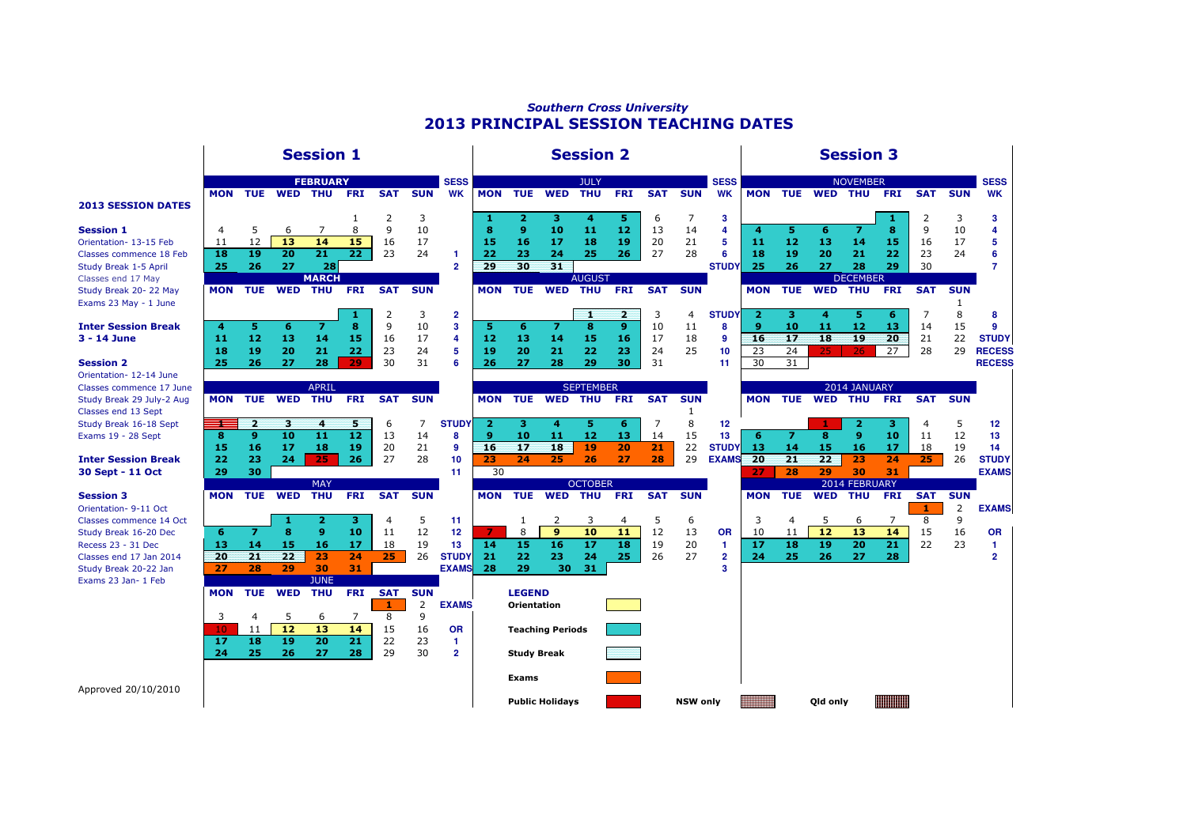*Southern Cross University*

# 2013 PRINCIPAL SESSION TEACHING DATES

**2013 SESSION DATES**

**Session 1**
Orientation- 13-15 Feb
Classes commence 18 Feb
Study Break 1-5 April
Classes end 17 May
Study Break 20- 22 May
Exams 23 May - 1 June

**Inter Session Break**
**3 - 14 June**

**Session 2**
Orientation- 12-14 June
Classes commence 17 June
Study Break 29 July-2 Aug
Classes end 13 Sept
Study Break 16-18 Sept
Exams 19 - 28 Sept

**Inter Session Break**
**30 Sept - 11 Oct**

**Session 3**
Orientation- 9-11 Oct
Classes commence 14 Oct
Study Break 16-20 Dec
Recess 23 - 31 Dec
Classes end 17 Jan 2014
Study Break 20-22 Jan
Exams 23 Jan- 1 Feb

## Session 1

**FEBRUARY**

| MON | TUE | WED | THU | FRI | SAT | SUN | SESS WK |
|---|---|---|---|---|---|---|---|
| | | | | 1 | 2 | 3 | |
| 4 | 5 | 6 | 7 | 8 | 9 | 10 | |
| 11 | 12 | 13 | 14 | 15 | 16 | 17 | |
| 18 | 19 | 20 | 21 | 22 | 23 | 24 | 1 |
| 25 | 26 | 27 | 28 | | | | 2 |

**MARCH**

| MON | TUE | WED | THU | FRI | SAT | SUN | SESS WK |
|---|---|---|---|---|---|---|---|
| | | | | 1 | 2 | 3 | 2 |
| 4 | 5 | 6 | 7 | 8 | 9 | 10 | 3 |
| 11 | 12 | 13 | 14 | 15 | 16 | 17 | 4 |
| 18 | 19 | 20 | 21 | 22 | 23 | 24 | 5 |
| 25 | 26 | 27 | 28 | 29 | 30 | 31 | 6 |

**APRIL**

| MON | TUE | WED | THU | FRI | SAT | SUN | SESS WK |
|---|---|---|---|---|---|---|---|
| 1 | 2 | 3 | 4 | 5 | 6 | 7 | STUDY |
| 8 | 9 | 10 | 11 | 12 | 13 | 14 | 8 |
| 15 | 16 | 17 | 18 | 19 | 20 | 21 | 9 |
| 22 | 23 | 24 | 25 | 26 | 27 | 28 | 10 |
| 29 | 30 | | | | | | 11 |

**MAY**

| MON | TUE | WED | THU | FRI | SAT | SUN | SESS WK |
|---|---|---|---|---|---|---|---|
| | | 1 | 2 | 3 | 4 | 5 | 11 |
| 6 | 7 | 8 | 9 | 10 | 11 | 12 | 12 |
| 13 | 14 | 15 | 16 | 17 | 18 | 19 | 13 |
| 20 | 21 | 22 | 23 | 24 | 25 | 26 | STUDY |
| 27 | 28 | 29 | 30 | 31 | | | EXAMS |

**JUNE**

| MON | TUE | WED | THU | FRI | SAT | SUN | SESS WK |
|---|---|---|---|---|---|---|---|
| | | | | | 1 | 2 | EXAMS |
| 3 | 4 | 5 | 6 | 7 | 8 | 9 | |
| 10 | 11 | 12 | 13 | 14 | 15 | 16 | OR |
| 17 | 18 | 19 | 20 | 21 | 22 | 23 | 1 |
| 24 | 25 | 26 | 27 | 28 | 29 | 30 | 2 |

## Session 2

**JULY**

| MON | TUE | WED | THU | FRI | SAT | SUN | SESS WK |
|---|---|---|---|---|---|---|---|
| 1 | 2 | 3 | 4 | 5 | 6 | 7 | 3 |
| 8 | 9 | 10 | 11 | 12 | 13 | 14 | 4 |
| 15 | 16 | 17 | 18 | 19 | 20 | 21 | 5 |
| 22 | 23 | 24 | 25 | 26 | 27 | 28 | 6 |
| 29 | 30 | 31 | | | | | STUDY |

**AUGUST**

| MON | TUE | WED | THU | FRI | SAT | SUN | SESS WK |
|---|---|---|---|---|---|---|---|
| | | | 1 | 2 | 3 | 4 | STUDY |
| 5 | 6 | 7 | 8 | 9 | 10 | 11 | 8 |
| 12 | 13 | 14 | 15 | 16 | 17 | 18 | 9 |
| 19 | 20 | 21 | 22 | 23 | 24 | 25 | 10 |
| 26 | 27 | 28 | 29 | 30 | 31 | | 11 |

**SEPTEMBER**

| MON | TUE | WED | THU | FRI | SAT | SUN | SESS WK |
|---|---|---|---|---|---|---|---|
| | | | | | | 1 | |
| 2 | 3 | 4 | 5 | 6 | 7 | 8 | 12 |
| 9 | 10 | 11 | 12 | 13 | 14 | 15 | 13 |
| 16 | 17 | 18 | 19 | 20 | 21 | 22 | STUDY |
| 23 | 24 | 25 | 26 | 27 | 28 | 29 | EXAMS |
| 30 | | | | | | | |

**OCTOBER**

| MON | TUE | WED | THU | FRI | SAT | SUN | SESS WK |
|---|---|---|---|---|---|---|---|
| | 1 | 2 | 3 | 4 | 5 | 6 | |
| 7 | 8 | 9 | 10 | 11 | 12 | 13 | OR |
| 14 | 15 | 16 | 17 | 18 | 19 | 20 | 1 |
| 21 | 22 | 23 | 24 | 25 | 26 | 27 | 2 |
| 28 | 29 | 30 | 31 | | | | 3 |

## Session 3

**NOVEMBER**

| MON | TUE | WED | THU | FRI | SAT | SUN | SESS WK |
|---|---|---|---|---|---|---|---|
| | | | | 1 | 2 | 3 | 3 |
| 4 | 5 | 6 | 7 | 8 | 9 | 10 | 4 |
| 11 | 12 | 13 | 14 | 15 | 16 | 17 | 5 |
| 18 | 19 | 20 | 21 | 22 | 23 | 24 | 6 |
| 25 | 26 | 27 | 28 | 29 | 30 | | 7 |

**DECEMBER**

| MON | TUE | WED | THU | FRI | SAT | SUN | SESS WK |
|---|---|---|---|---|---|---|---|
| | | | | | | 1 | |
| 2 | 3 | 4 | 5 | 6 | 7 | 8 | 8 |
| 9 | 10 | 11 | 12 | 13 | 14 | 15 | 9 |
| 16 | 17 | 18 | 19 | 20 | 21 | 22 | STUDY |
| 23 | 24 | 25 | 26 | 27 | 28 | 29 | RECESS |
| 30 | 31 | | | | | | RECESS |

**2014 JANUARY**

| MON | TUE | WED | THU | FRI | SAT | SUN | SESS WK |
|---|---|---|---|---|---|---|---|
| | | 1 | 2 | 3 | 4 | 5 | 12 |
| 6 | 7 | 8 | 9 | 10 | 11 | 12 | 13 |
| 13 | 14 | 15 | 16 | 17 | 18 | 19 | 14 |
| 20 | 21 | 22 | 23 | 24 | 25 | 26 | STUDY |
| 27 | 28 | 29 | 30 | 31 | | | EXAMS |

**2014 FEBRUARY**

| MON | TUE | WED | THU | FRI | SAT | SUN | SESS WK |
|---|---|---|---|---|---|---|---|
| | | | | | 1 | 2 | EXAMS |
| 3 | 4 | 5 | 6 | 7 | 8 | 9 | |
| 10 | 11 | 12 | 13 | 14 | 15 | 16 | OR |
| 17 | 18 | 19 | 20 | 21 | 22 | 23 | 1 |
| 24 | 25 | 26 | 27 | 28 | | | 2 |

**LEGEND**

- **Orientation**
- **Teaching Periods**
- **Study Break**
- **Exams**
- **Public Holidays** — **NSW only** / **Qld only**

Approved 20/10/2010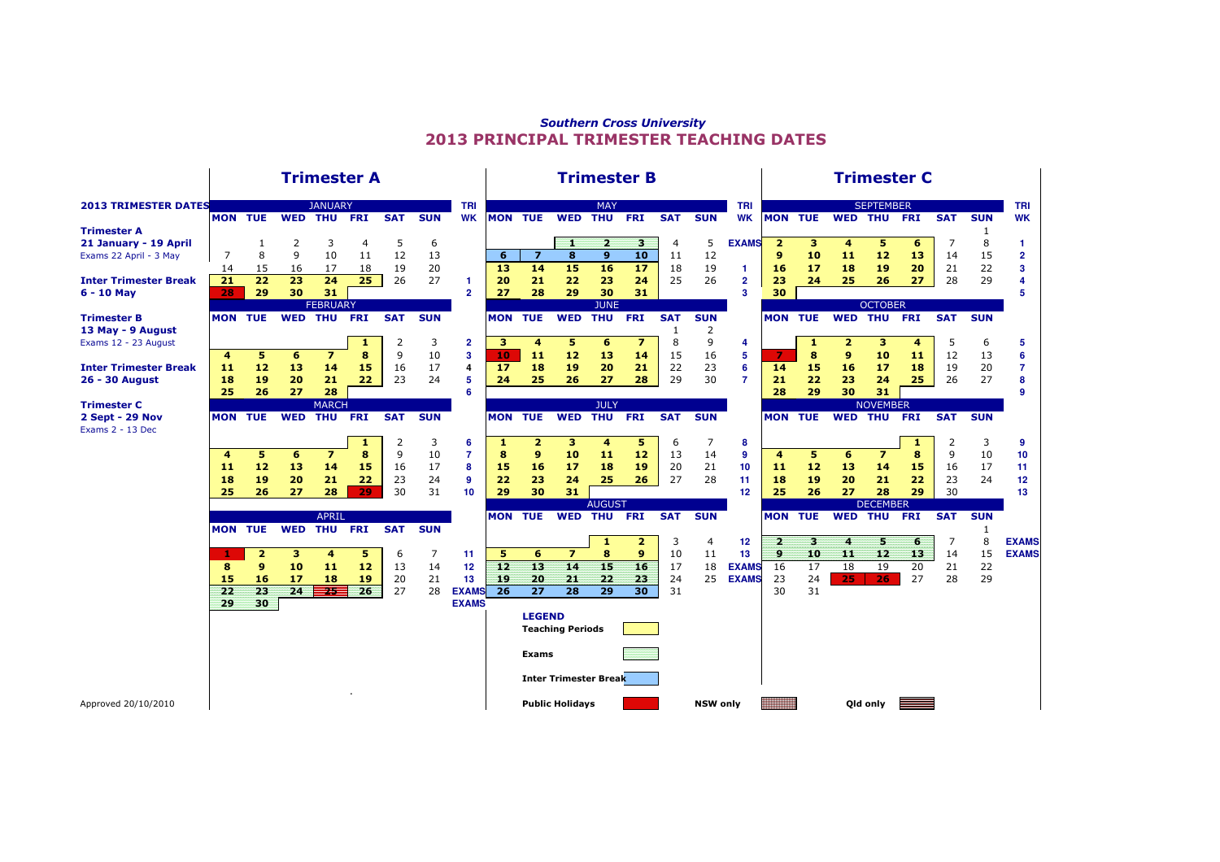*Southern Cross University*

# 2013 PRINCIPAL TRIMESTER TEACHING DATES

**2013 TRIMESTER DATES**

**Trimester A**
**21 January - 19 April**
Exams 22 April - 3 May

**Inter Trimester Break**
**6 - 10 May**

**Trimester B**
**13 May - 9 August**
Exams 12 - 23 August

**Inter Trimester Break**
**26 - 30 August**

**Trimester C**
**2 Sept - 29 Nov**
Exams 2 - 13 Dec

## Trimester A

**JANUARY**

| MON | TUE | WED | THU | FRI | SAT | SUN | TRI WK |
|---|---|---|---|---|---|---|---|
| | 1 | 2 | 3 | 4 | 5 | 6 | |
| 7 | 8 | 9 | 10 | 11 | 12 | 13 | |
| 14 | 15 | 16 | 17 | 18 | 19 | 20 | |
| 21 | 22 | 23 | 24 | 25 | 26 | 27 | 1 |
| 28 | 29 | 30 | 31 | | | | 2 |

**FEBRUARY**

| MON | TUE | WED | THU | FRI | SAT | SUN | TRI WK |
|---|---|---|---|---|---|---|---|
| | | | | 1 | 2 | 3 | 2 |
| 4 | 5 | 6 | 7 | 8 | 9 | 10 | 3 |
| 11 | 12 | 13 | 14 | 15 | 16 | 17 | 4 |
| 18 | 19 | 20 | 21 | 22 | 23 | 24 | 5 |
| 25 | 26 | 27 | 28 | | | | 6 |

**MARCH**

| MON | TUE | WED | THU | FRI | SAT | SUN | TRI WK |
|---|---|---|---|---|---|---|---|
| | | | | 1 | 2 | 3 | 6 |
| 4 | 5 | 6 | 7 | 8 | 9 | 10 | 7 |
| 11 | 12 | 13 | 14 | 15 | 16 | 17 | 8 |
| 18 | 19 | 20 | 21 | 22 | 23 | 24 | 9 |
| 25 | 26 | 27 | 28 | 29 | 30 | 31 | 10 |

**APRIL**

| MON | TUE | WED | THU | FRI | SAT | SUN | TRI WK |
|---|---|---|---|---|---|---|---|
| 1 | 2 | 3 | 4 | 5 | 6 | 7 | 11 |
| 8 | 9 | 10 | 11 | 12 | 13 | 14 | 12 |
| 15 | 16 | 17 | 18 | 19 | 20 | 21 | 13 |
| 22 | 23 | 24 | 25 | 26 | 27 | 28 | EXAMS |
| 29 | 30 | | | | | | EXAMS |

## Trimester B

**MAY**

| MON | TUE | WED | THU | FRI | SAT | SUN | TRI WK |
|---|---|---|---|---|---|---|---|
| | | 1 | 2 | 3 | 4 | 5 | EXAMS |
| 6 | 7 | 8 | 9 | 10 | 11 | 12 | |
| 13 | 14 | 15 | 16 | 17 | 18 | 19 | 1 |
| 20 | 21 | 22 | 23 | 24 | 25 | 26 | 2 |
| 27 | 28 | 29 | 30 | 31 | | | 3 |

**JUNE**

| MON | TUE | WED | THU | FRI | SAT | SUN | TRI WK |
|---|---|---|---|---|---|---|---|
| | | | | | 1 | 2 | |
| 3 | 4 | 5 | 6 | 7 | 8 | 9 | 4 |
| 10 | 11 | 12 | 13 | 14 | 15 | 16 | 5 |
| 17 | 18 | 19 | 20 | 21 | 22 | 23 | 6 |
| 24 | 25 | 26 | 27 | 28 | 29 | 30 | 7 |

**JULY**

| MON | TUE | WED | THU | FRI | SAT | SUN | TRI WK |
|---|---|---|---|---|---|---|---|
| 1 | 2 | 3 | 4 | 5 | 6 | 7 | 8 |
| 8 | 9 | 10 | 11 | 12 | 13 | 14 | 9 |
| 15 | 16 | 17 | 18 | 19 | 20 | 21 | 10 |
| 22 | 23 | 24 | 25 | 26 | 27 | 28 | 11 |
| 29 | 30 | 31 | | | | | 12 |

**AUGUST**

| MON | TUE | WED | THU | FRI | SAT | SUN | TRI WK |
|---|---|---|---|---|---|---|---|
| | | | 1 | 2 | 3 | 4 | 12 |
| 5 | 6 | 7 | 8 | 9 | 10 | 11 | 13 |
| 12 | 13 | 14 | 15 | 16 | 17 | 18 | EXAMS |
| 19 | 20 | 21 | 22 | 23 | 24 | 25 | EXAMS |
| 26 | 27 | 28 | 29 | 30 | 31 | | |

## Trimester C

**SEPTEMBER**

| MON | TUE | WED | THU | FRI | SAT | SUN | TRI WK |
|---|---|---|---|---|---|---|---|
| | | | | | | 1 | |
| 2 | 3 | 4 | 5 | 6 | 7 | 8 | 1 |
| 9 | 10 | 11 | 12 | 13 | 14 | 15 | 2 |
| 16 | 17 | 18 | 19 | 20 | 21 | 22 | 3 |
| 23 | 24 | 25 | 26 | 27 | 28 | 29 | 4 |
| 30 | | | | | | | 5 |

**OCTOBER**

| MON | TUE | WED | THU | FRI | SAT | SUN | TRI WK |
|---|---|---|---|---|---|---|---|
| | 1 | 2 | 3 | 4 | 5 | 6 | 5 |
| 7 | 8 | 9 | 10 | 11 | 12 | 13 | 6 |
| 14 | 15 | 16 | 17 | 18 | 19 | 20 | 7 |
| 21 | 22 | 23 | 24 | 25 | 26 | 27 | 8 |
| 28 | 29 | 30 | 31 | | | | 9 |

**NOVEMBER**

| MON | TUE | WED | THU | FRI | SAT | SUN | TRI WK |
|---|---|---|---|---|---|---|---|
| | | | | 1 | 2 | 3 | 9 |
| 4 | 5 | 6 | 7 | 8 | 9 | 10 | 10 |
| 11 | 12 | 13 | 14 | 15 | 16 | 17 | 11 |
| 18 | 19 | 20 | 21 | 22 | 23 | 24 | 12 |
| 25 | 26 | 27 | 28 | 29 | 30 | | 13 |

**DECEMBER**

| MON | TUE | WED | THU | FRI | SAT | SUN | TRI WK |
|---|---|---|---|---|---|---|---|
| | | | | | | 1 | |
| 2 | 3 | 4 | 5 | 6 | 7 | 8 | EXAMS |
| 9 | 10 | 11 | 12 | 13 | 14 | 15 | EXAMS |
| 16 | 17 | 18 | 19 | 20 | 21 | 22 | |
| 23 | 24 | 25 | 26 | 27 | 28 | 29 | |
| 30 | 31 | | | | | | |

**LEGEND**

**Teaching Periods**

**Exams**

**Inter Trimester Break**

**Public Holidays**

**NSW only**

**Qld only**

Approved 20/10/2010